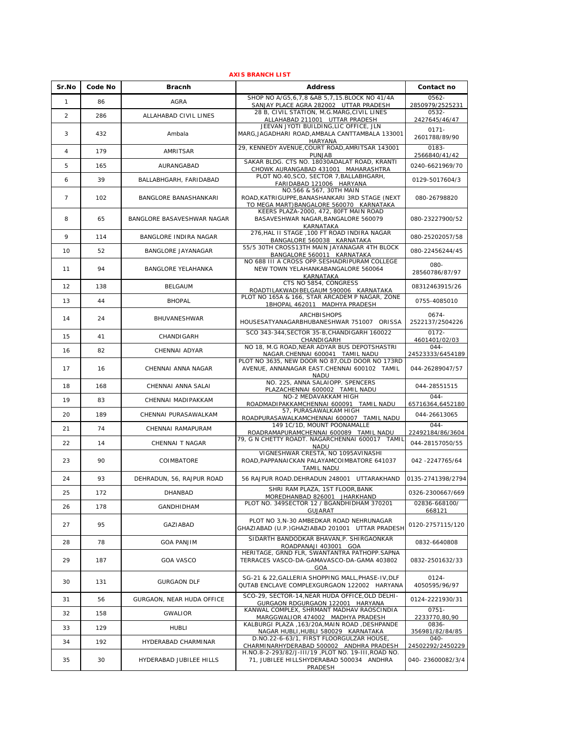**AXIS BRANCH LIST**

| Sr.No | Code No | Bracnh | Address | Contact no |
|---|---|---|---|---|
| 1 | 86 | AGRA | SHOP NO A/G5,6,7,8 &AB 5,7,15.BLOCK NO 41/4A SANJAY PLACE AGRA 282002 UTTAR PRADESH | 0562-2850979/2525231 |
| 2 | 286 | ALLAHABAD CIVIL LINES | 28 B, CIVIL STATION, M.G.MARG,CIVIL LINES ALLAHABAD 211001 UTTAR PRADESH | 0532-2427645/46/47 |
| 3 | 432 | Ambala | JEEVAN JYOTI BUILDING,LIC OFFICE, JLN MARG,JAGADHARI ROAD,AMBALA CANTTAMBALA 133001 HARYANA | 0171-2601788/89/90 |
| 4 | 179 | AMRITSAR | 29, KENNEDY AVENUE,COURT ROAD,AMRITSAR 143001 PUNJAB | 0183-2566840/41/42 |
| 5 | 165 | AURANGABAD | SAKAR BLDG. CTS NO. 18030ADALAT ROAD, KRANTI CHOWK AURANGABAD 431001 MAHARASHTRA | 0240-6621969/70 |
| 6 | 39 | BALLABHGARH, FARIDABAD | PLOT NO.40,SCO, SECTOR 7,BALLABHGARH, FARIDABAD 121006 HARYANA | 0129-5017604/3 |
| 7 | 102 | BANGLORE BANASHANKARI | NO.566 & 567, 30TH MAIN ROAD,KATRIGUPPE,BANASHANKARI 3RD STAGE (NEXT TO MEGA MART)BANGALORE 560070 KARNATAKA | 080-26798820 |
| 8 | 65 | BANGLORE BASAVESHWAR NAGAR | KEERS PLAZA-2000, 472, 80FT MAIN ROAD BASAVESHWAR NAGAR,BANGALORE 560079 KARNATAKA | 080-23227900/52 |
| 9 | 114 | BANGLORE INDIRA NAGAR | 276,HAL II STAGE ,100 FT ROAD INDIRA NAGAR BANGALORE 560038 KARNATAKA | 080-25202057/58 |
| 10 | 52 | BANGLORE JAYANAGAR | 55/5 30TH CROSS13TH MAIN JAYANAGAR 4TH BLOCK BANGALORE 560011 KARNATAKA | 080-22456244/45 |
| 11 | 94 | BANGLORE YELAHANKA | NO 688 III A CROSS OPP.SESHADRIPURAM COLLEGE NEW TOWN YELAHANKABANGALORE 560064 KARNATAKA | 080-28560786/87/97 |
| 12 | 138 | BELGAUM | CTS NO 5854, CONGRESS ROADTILAKWADIBELGAUM 590006 KARNATAKA | 08312463915/26 |
| 13 | 44 | BHOPAL | PLOT NO 165A & 166, STAR ARCADEM P NAGAR, ZONE 1BHOPAL 462011 MADHYA PRADESH | 0755-4085010 |
| 14 | 24 | BHUVANESHWAR | ARCHBISHOPS HOUSESATYANAGARBHUBANESHWAR 751007 ORISSA | 0674-2522137/2504226 |
| 15 | 41 | CHANDIGARH | SCO 343-344,SECTOR 35-B,CHANDIGARH 160022 CHANDIGARH | 0172-4601401/02/03 |
| 16 | 82 | CHENNAI ADYAR | NO 18, M.G ROAD,NEAR ADYAR BUS DEPOTSHASTRI NAGAR.CHENNAI 600041 TAMIL NADU | 044-24523333/6454189 |
| 17 | 16 | CHENNAI ANNA NAGAR | PLOT NO 3635, NEW DOOR NO 87,OLD DOOR NO 173RD AVENUE, ANNANAGAR EAST.CHENNAI 600102 TAMIL NADU | 044-26289047/57 |
| 18 | 168 | CHENNAI ANNA SALAI | NO. 225, ANNA SALAIOPP. SPENCERS PLAZACHENNAI 600002 TAMIL NADU | 044-28551515 |
| 19 | 83 | CHENNAI MADIPAKKAM | NO-2 MEDAVAKKAM HIGH ROADMADIPAKKAMCHENNAI 600091 TAMIL NADU | 044-65716364,6452180 |
| 20 | 189 | CHENNAI PURASAWALKAM | 57, PURASAWALKAM HIGH ROADPURASAWALKAMCHENNAI 600007 TAMIL NADU | 044-26613065 |
| 21 | 74 | CHENNAI RAMAPURAM | 149 1C/1D, MOUNT POONAMALLE ROADRAMAPURAMCHENNAI 600089 TAMIL NADU | 044-22492184/86/3604 |
| 22 | 14 | CHENNAI T NAGAR | 79, G N CHETTY ROADT. NAGARCHENNAI 600017 TAMIL NADU | 044-28157050/55 |
| 23 | 90 | COIMBATORE | VIGNESHWAR CRESTA, NO 1095AVINASHI ROAD,PAPPANAICKAN PALAYAMCOIMBATORE 641037 TAMIL NADU | 042 -2247765/64 |
| 24 | 93 | DEHRADUN, 56, RAJPUR ROAD | 56 RAJPUR ROAD.DEHRADUN 248001 UTTARAKHAND | 0135-2741398/2794 |
| 25 | 172 | DHANBAD | SHRI RAM PLAZA, 1ST FLOOR,BANK MOREDHANBAD 826001 JHARKHAND | 0326-2300667/669 |
| 26 | 178 | GANDHIDHAM | PLOT NO. 349SECTOR 12 / BGANDHIDHAM 370201 GUJARAT | 02836-668100/668121 |
| 27 | 95 | GAZIABAD | PLOT NO 3,N-30 AMBEDKAR ROAD NEHRUNAGAR GHAZIABAD (U.P.)GHAZIABAD 201001 UTTAR PRADESH | 0120-2757115/120 |
| 28 | 78 | GOA PANJIM | SIDARTH BANDODKAR BHAVAN,P. SHIRGAONKAR ROADPANAJI 403001 GOA | 0832-6640808 |
| 29 | 187 | GOA VASCO | HERITAGE, GRND FLR, SWANTANTRA PATHOPP.SAPNA TERRACES VASCO-DA-GAMAVASCO-DA-GAMA 403802 GOA | 0832-2501632/33 |
| 30 | 131 | GURGAON DLF | SG-21 & 22,GALLERIA SHOPPING MALL,PHASE-IV,DLF QUTAB ENCLAVE COMPLEXGURGAON 122002 HARYANA | 0124-4050595/96/97 |
| 31 | 56 | GURGAON, NEAR HUDA OFFICE | SCO-29, SECTOR-14,NEAR HUDA OFFICE,OLD DELHI-GURGAON RDGURGAON 122001 HARYANA | 0124-2221930/31 |
| 32 | 158 | GWALIOR | KANWAL COMPLEX, SHRMANT MADHAV RAOSCINDIA MARGGWALIOR 474002 MADHYA PRADESH | 0751-2233770,80,90 |
| 33 | 129 | HUBLI | KALBURGI PLAZA ,163/20A,MAIN ROAD ,DESHPANDE NAGAR HUBLI,HUBLI 580029 KARNATAKA | 0836-356981/82/84/85 |
| 34 | 192 | HYDERABAD CHARMINAR | D.NO.22-6-63/1, FIRST FLOORGULZAR HOUSE, CHARMINARHYDERABAD 500002 ANDHRA PRADESH | 040-24502292/2450229 |
| 35 | 30 | HYDERABAD JUBILEE HILLS | H.NO.8-2-293/82/J-III/19 ,PLOT NO. 19-III,ROAD NO. 71, JUBILEE HILLSHYDERABAD 500034 ANDHRA PRADESH | 040- 23600082/3/4 |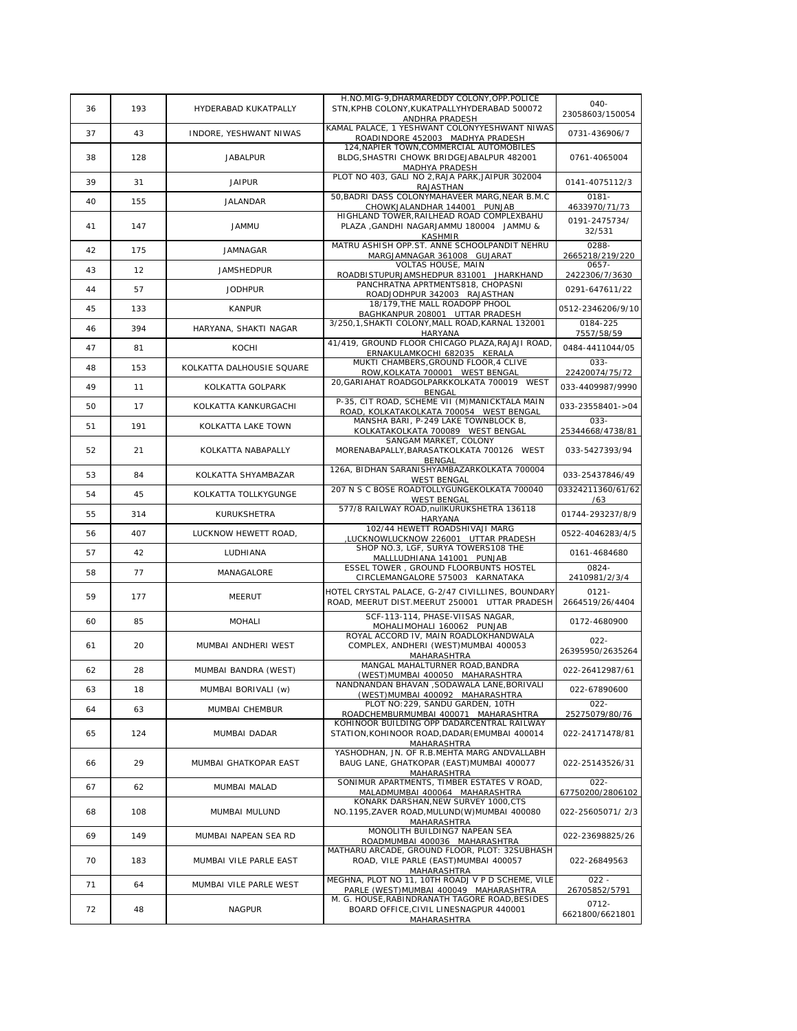| 36 | 193 | HYDERABAD KUKATPALLY | H.NO.MIG-9,DHARMAREDDY COLONY,OPP.POLICE STN,KPHB COLONY,KUKATPALLYHYDERABAD 500072 ANDHRA PRADESH | 040-23058603/150054 |
|---|---|---|---|---|
| 37 | 43 | INDORE, YESHWANT NIWAS | KAMAL PALACE, 1 YESHWANT COLONYYESHWANT NIWAS ROADINDORE 452003 MADHYA PRADESH | 0731-436906/7 |
| 38 | 128 | JABALPUR | 124,NAPIER TOWN,COMMERCIAL AUTOMOBILES BLDG,SHASTRI CHOWK BRIDGEJABALPUR 482001 MADHYA PRADESH | 0761-4065004 |
| 39 | 31 | JAIPUR | PLOT NO 403, GALI NO 2,RAJA PARK,JAIPUR 302004 RAJASTHAN | 0141-4075112/3 |
| 40 | 155 | JALANDAR | 50,BADRI DASS COLONYMAHAVEER MARG,NEAR B.M.C CHOWKJALANDHAR 144001 PUNJAB | 0181-4633970/71/73 |
| 41 | 147 | JAMMU | HIGHLAND TOWER,RAILHEAD ROAD COMPLEXBAHU PLAZA ,GANDHI NAGARJAMMU 180004 JAMMU & KASHMIR | 0191-2475734/32/531 |
| 42 | 175 | JAMNAGAR | MATRU ASHISH OPP.ST. ANNE SCHOOLPANDIT NEHRU MARGJAMNAGAR 361008 GUJARAT | 0288-2665218/219/220 |
| 43 | 12 | JAMSHEDPUR | VOLTAS HOUSE, MAIN ROADBISTUPURJAMSHEDPUR 831001 JHARKHAND | 0657-2422306/7/3630 |
| 44 | 57 | JODHPUR | PANCHRATNA APRTMENTS818, CHOPASNI ROADJODHPUR 342003 RAJASTHAN | 0291-647611/22 |
| 45 | 133 | KANPUR | 18/179,THE MALL ROADOPP PHOOL BAGHKANPUR 208001 UTTAR PRADESH | 0512-2346206/9/10 |
| 46 | 394 | HARYANA, SHAKTI NAGAR | 3/250,1,SHAKTI COLONY,MALL ROAD,KARNAL 132001 HARYANA | 0184-225 7557/58/59 |
| 47 | 81 | KOCHI | 41/419, GROUND FLOOR CHICAGO PLAZA,RAJAJI ROAD, ERNAKULAMKOCHI 682035 KERALA | 0484-4411044/05 |
| 48 | 153 | KOLKATTA DALHOUSIE SQUARE | MUKTI CHAMBERS,GROUND FLOOR,4 CLIVE ROW,KOLKATA 700001 WEST BENGAL | 033-22420074/75/72 |
| 49 | 11 | KOLKATTA GOLPARK | 20,GARIAHAT ROADGOLPARKKOLKATA 700019 WEST BENGAL | 033-4409987/9990 |
| 50 | 17 | KOLKATTA KANKURGACHI | P-35, CIT ROAD, SCHEME VII (M)MANICKTALA MAIN ROAD, KOLKATAKOLKATA 700054 WEST BENGAL | 033-23558401->04 |
| 51 | 191 | KOLKATTA LAKE TOWN | MANSHA BARI, P-249 LAKE TOWNBLOCK B, KOLKATAKOLKATA 700089 WEST BENGAL | 033-25344668/4738/81 |
| 52 | 21 | KOLKATTA NABAPALLY | SANGAM MARKET, COLONY MORENABAPALLY,BARASATKOLKATA 700126 WEST BENGAL | 033-5427393/94 |
| 53 | 84 | KOLKATTA SHYAMBAZAR | 126A, BIDHAN SARANISHYAMBAZARKOLKATA 700004 WEST BENGAL | 033-25437846/49 |
| 54 | 45 | KOLKATTA TOLLKYGUNGE | 207 N S C BOSE ROADTOLLYGUNGEKOLKATA 700040 WEST BENGAL | 03324211360/61/62/63 |
| 55 | 314 | KURUKSHETRA | 577/8 RAILWAY ROAD,nullKURUKSHETRA 136118 HARYANA | 01744-293237/8/9 |
| 56 | 407 | LUCKNOW HEWETT ROAD, | 102/44 HEWETT ROADSHIVAJI MARG ,LUCKNOWLUCKNOW 226001 UTTAR PRADESH | 0522-4046283/4/5 |
| 57 | 42 | LUDHIANA | SHOP NO.3, LGF, SURYA TOWERS108 THE MALLLUDHIANA 141001 PUNJAB | 0161-4684680 |
| 58 | 77 | MANAGALORE | ESSEL TOWER , GROUND FLOORBUNTS HOSTEL CIRCLEMANGALORE 575003 KARNATAKA | 0824-2410981/2/3/4 |
| 59 | 177 | MEERUT | HOTEL CRYSTAL PALACE, G-2/47 CIVILLINES, BOUNDARY ROAD, MEERUT DIST.MEERUT 250001 UTTAR PRADESH | 0121-2664519/26/4404 |
| 60 | 85 | MOHALI | SCF-113-114, PHASE-VIISAS NAGAR, MOHALIMOHALI 160062 PUNJAB | 0172-4680900 |
| 61 | 20 | MUMBAI ANDHERI WEST | ROYAL ACCORD IV, MAIN ROADLOKHANDWALA COMPLEX, ANDHERI (WEST)MUMBAI 400053 MAHARASHTRA | 022-26395950/2635264 |
| 62 | 28 | MUMBAI BANDRA (WEST) | MANGAL MAHALTURNER ROAD,BANDRA (WEST)MUMBAI 400050 MAHARASHTRA | 022-26412987/61 |
| 63 | 18 | MUMBAI BORIVALI (w) | NANDNANDAN BHAVAN ,SODAWALA LANE,BORIVALI (WEST)MUMBAI 400092 MAHARASHTRA | 022-67890600 |
| 64 | 63 | MUMBAI CHEMBUR | PLOT NO:229, SANDU GARDEN, 10TH ROADCHEMBURMUMBAI 400071 MAHARASHTRA | 022-25275079/80/76 |
| 65 | 124 | MUMBAI DADAR | KOHINOOR BUILDING OPP DADARCENTRAL RAILWAY STATION,KOHINOOR ROAD,DADAR(EMUMBAI 400014 MAHARASHTRA | 022-24171478/81 |
| 66 | 29 | MUMBAI GHATKOPAR EAST | YASHODHAN, JN. OF R.B.MEHTA MARG ANDVALLABH BAUG LANE, GHATKOPAR (EAST)MUMBAI 400077 MAHARASHTRA | 022-25143526/31 |
| 67 | 62 | MUMBAI MALAD | SONIMUR APARTMENTS, TIMBER ESTATES V ROAD, MALADMUMBAI 400064 MAHARASHTRA | 022-67750200/2806102 |
| 68 | 108 | MUMBAI MULUND | KONARK DARSHAN,NEW SURVEY 1000,CTS NO.1195,ZAVER ROAD,MULUND(W)MUMBAI 400080 MAHARASHTRA | 022-25605071/ 2/3 |
| 69 | 149 | MUMBAI NAPEAN SEA RD | MONOLITH BUILDING7 NAPEAN SEA ROADMUMBAI 400036 MAHARASHTRA | 022-23698825/26 |
| 70 | 183 | MUMBAI VILE PARLE EAST | MATHARU ARCADE, GROUND FLOOR, PLOT: 32SUBHASH ROAD, VILE PARLE (EAST)MUMBAI 400057 MAHARASHTRA | 022-26849563 |
| 71 | 64 | MUMBAI VILE PARLE WEST | MEGHNA, PLOT NO 11, 10TH ROADJ V P D SCHEME, VILE PARLE (WEST)MUMBAI 400049 MAHARASHTRA | 022 -26705852/5791 |
| 72 | 48 | NAGPUR | M. G. HOUSE,RABINDRANATH TAGORE ROAD,BESIDES BOARD OFFICE,CIVIL LINESNAGPUR 440001 MAHARASHTRA | 0712-6621800/6621801 |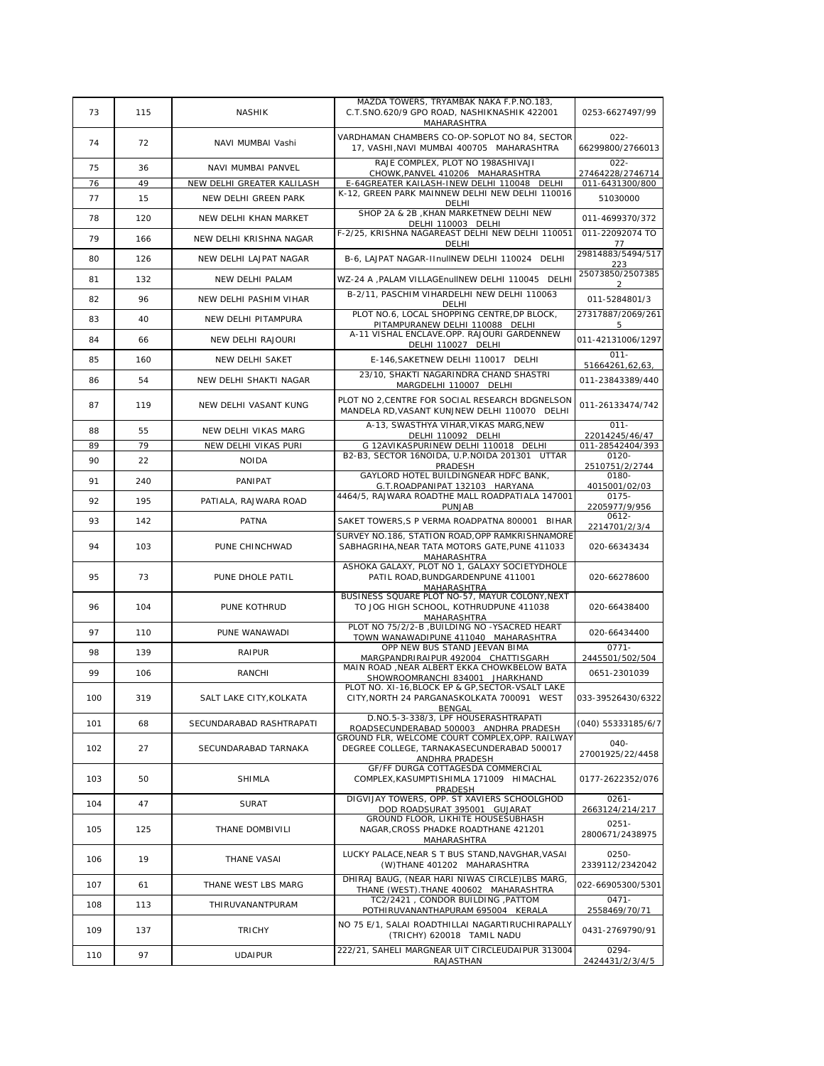| 73 | 115 | NASHIK | MAZDA TOWERS, TRYAMBAK NAKA F.P.NO.183, C.T.SNO.620/9 GPO ROAD, NASHIKNASHIK 422001 MAHARASHTRA | 0253-6627497/99 |
|---|---|---|---|---|
| 74 | 72 | NAVI MUMBAI Vashi | VARDHAMAN CHAMBERS CO-OP-SOPLOT NO 84, SECTOR 17, VASHI,NAVI MUMBAI 400705 MAHARASHTRA | 022-66299800/2766013 |
| 75 | 36 | NAVI MUMBAI PANVEL | RAJE COMPLEX, PLOT NO 198ASHIVAJI CHOWK,PANVEL 410206 MAHARASHTRA | 022-27464228/2746714 |
| 76 | 49 | NEW DELHI GREATER KALILASH | E-64GREATER KAILASH-INEW DELHI 110048 DELHI | 011-6431300/800 |
| 77 | 15 | NEW DELHI GREEN PARK | K-12, GREEN PARK MAINNEW DELHI NEW DELHI 110016 DELHI | 51030000 |
| 78 | 120 | NEW DELHI KHAN MARKET | SHOP 2A & 2B ,KHAN MARKETNEW DELHI NEW DELHI 110003 DELHI | 011-4699370/372 |
| 79 | 166 | NEW DELHI KRISHNA NAGAR | F-2/25, KRISHNA NAGAREAST DELHI NEW DELHI 110051 DELHI | 011-22092074 TO 77 |
| 80 | 126 | NEW DELHI LAJPAT NAGAR | B-6, LAJPAT NAGAR-IInullNEW DELHI 110024 DELHI | 29814883/5494/517 223 |
| 81 | 132 | NEW DELHI PALAM | WZ-24 A ,PALAM VILLAGEnullNEW DELHI 110045 DELHI | 25073850/2507385 2 |
| 82 | 96 | NEW DELHI PASHIM VIHAR | B-2/11, PASCHIM VIHARDELHI NEW DELHI 110063 DELHI | 011-5284801/3 |
| 83 | 40 | NEW DELHI PITAMPURA | PLOT NO.6, LOCAL SHOPPING CENTRE,DP BLOCK, PITAMPURANEW DELHI 110088 DELHI | 27317887/2069/261 5 |
| 84 | 66 | NEW DELHI RAJOURI | A-11 VISHAL ENCLAVE.OPP. RAJOURI GARDENNEW DELHI 110027 DELHI | 011-42131006/1297 |
| 85 | 160 | NEW DELHI SAKET | E-146,SAKETNEW DELHI 110017 DELHI | 011-51664261,62,63, |
| 86 | 54 | NEW DELHI SHAKTI NAGAR | 23/10, SHAKTI NAGARINDRA CHAND SHASTRI MARGDELHI 110007 DELHI | 011-23843389/440 |
| 87 | 119 | NEW DELHI VASANT KUNG | PLOT NO 2,CENTRE FOR SOCIAL RESEARCH BDGNELSON MANDELA RD,VASANT KUNJNEW DELHI 110070 DELHI | 011-26133474/742 |
| 88 | 55 | NEW DELHI VIKAS MARG | A-13, SWASTHYA VIHAR,VIKAS MARG,NEW DELHI 110092 DELHI | 011-22014245/46/47 |
| 89 | 79 | NEW DELHI VIKAS PURI | G 12AVIKASPURINEW DELHI 110018 DELHI | 011-28542404/393 |
| 90 | 22 | NOIDA | B2-B3, SECTOR 16NOIDA, U.P.NOIDA 201301 UTTAR PRADESH | 0120-2510751/2/2744 |
| 91 | 240 | PANIPAT | GAYLORD HOTEL BUILDINGNEAR HDFC BANK, G.T.ROADPANIPAT 132103 HARYANA | 0180-4015001/02/03 |
| 92 | 195 | PATIALA, RAJWARA ROAD | 4464/5, RAJWARA ROADTHE MALL ROADPATIALA 147001 PUNJAB | 0175-2205977/9/956 |
| 93 | 142 | PATNA | SAKET TOWERS,S P VERMA ROADPATNA 800001 BIHAR | 0612-2214701/2/3/4 |
| 94 | 103 | PUNE CHINCHWAD | SURVEY NO.186, STATION ROAD,OPP RAMKRISHNAMORE SABHAGRIHA,NEAR TATA MOTORS GATE,PUNE 411033 MAHARASHTRA | 020-66343434 |
| 95 | 73 | PUNE DHOLE PATIL | ASHOKA GALAXY, PLOT NO 1, GALAXY SOCIETYDHOLE PATIL ROAD,BUNDGARDENPUNE 411001 MAHARASHTRA | 020-66278600 |
| 96 | 104 | PUNE KOTHRUD | BUSINESS SQUARE PLOT NO-57, MAYUR COLONY,NEXT TO JOG HIGH SCHOOL, KOTHRUDPUNE 411038 MAHARASHTRA | 020-66438400 |
| 97 | 110 | PUNE WANAWADI | PLOT NO 75/2/2-B ,BUILDING NO -YSACRED HEART TOWN WANAWADIPUNE 411040 MAHARASHTRA | 020-66434400 |
| 98 | 139 | RAIPUR | OPP NEW BUS STAND JEEVAN BIMA MARGPANDRIRAIPUR 492004 CHATTISGARH | 0771-2445501/502/504 |
| 99 | 106 | RANCHI | MAIN ROAD ,NEAR ALBERT EKKA CHOWKBELOW BATA SHOWROOMRANCHI 834001 JHARKHAND | 0651-2301039 |
| 100 | 319 | SALT LAKE CITY,KOLKATA | PLOT NO. XI-16,BLOCK EP & GP,SECTOR-VSALT LAKE CITY,NORTH 24 PARGANASKOLKATA 700091 WEST BENGAL | 033-39526430/6322 |
| 101 | 68 | SECUNDARABAD RASHTRAPATI | D.NO.5-3-338/3, LPF HOUSERASHTRAPATI ROADSECUNDERABAD 500003 ANDHRA PRADESH | (040) 55333185/6/7 |
| 102 | 27 | SECUNDARABAD TARNAKA | GROUND FLR, WELCOME COURT COMPLEX,OPP. RAILWAY DEGREE COLLEGE, TARNAKASECUNDERABAD 500017 ANDHRA PRADESH | 040-27001925/22/4458 |
| 103 | 50 | SHIMLA | GF/FF DURGA COTTAGESDA COMMERCIAL COMPLEX,KASUMPTISHIMLA 171009 HIMACHAL PRADESH | 0177-2622352/076 |
| 104 | 47 | SURAT | DIGVIJAY TOWERS, OPP. ST XAVIERS SCHOOLGHOD DOD ROADSURAT 395001 GUJARAT | 0261-2663124/214/217 |
| 105 | 125 | THANE DOMBIVILI | GROUND FLOOR, LIKHITE HOUSESUBHASH NAGAR,CROSS PHADKE ROADTHANE 421201 MAHARASHTRA | 0251-2800671/2438975 |
| 106 | 19 | THANE VASAI | LUCKY PALACE,NEAR S T BUS STAND,NAVGHAR,VASAI (W)THANE 401202 MAHARASHTRA | 0250-2339112/2342042 |
| 107 | 61 | THANE WEST LBS MARG | DHIRAJ BAUG, (NEAR HARI NIWAS CIRCLE)LBS MARG, THANE (WEST).THANE 400602 MAHARASHTRA | 022-66905300/5301 |
| 108 | 113 | THIRUVANANTPURAM | TC2/2421 , CONDOR BUILDING ,PATTOM POTHIRUVANANTHAPURAM 695004 KERALA | 0471-2558469/70/71 |
| 109 | 137 | TRICHY | NO 75 E/1, SALAI ROADTHILLAI NAGARTIRUCHIRAPALLY (TRICHY) 620018 TAMIL NADU | 0431-2769790/91 |
| 110 | 97 | UDAIPUR | 222/21, SAHELI MARGNEAR UIT CIRCLEUDAIPUR 313004 RAJASTHAN | 0294-2424431/2/3/4/5 |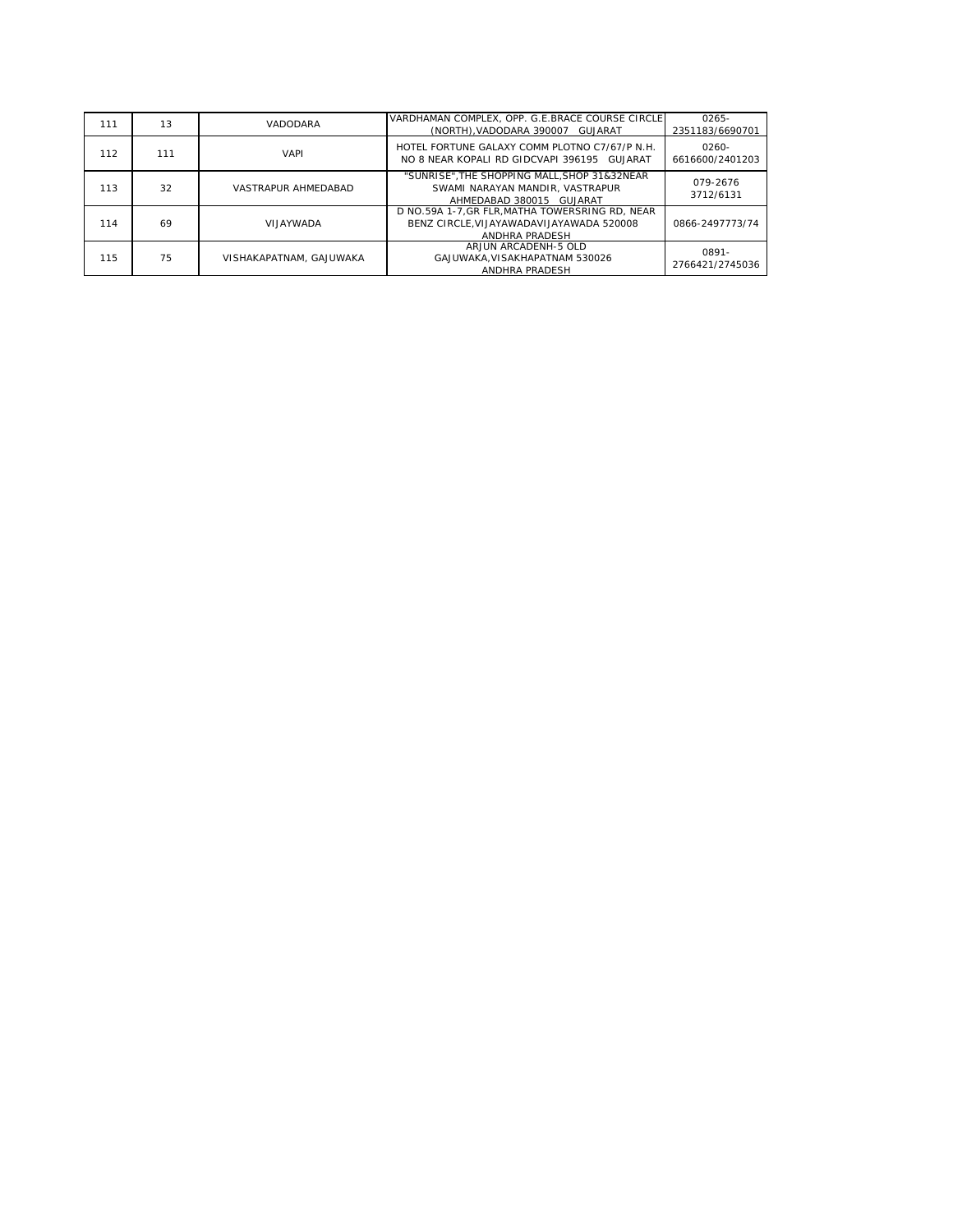| | | | | |
|---|---|---|---|---|
| 111 | 13 | VADODARA | VARDHAMAN COMPLEX, OPP. G.E.BRACE COURSE CIRCLE (NORTH),VADODARA 390007 GUJARAT | 0265-2351183/6690701 |
| 112 | 111 | VAPI | HOTEL FORTUNE GALAXY COMM PLOTNO C7/67/P N.H. NO 8 NEAR KOPALI RD GIDCVAPI 396195 GUJARAT | 0260-6616600/2401203 |
| 113 | 32 | VASTRAPUR AHMEDABAD | "SUNRISE",THE SHOPPING MALL,SHOP 31&32NEAR SWAMI NARAYAN MANDIR, VASTRAPUR AHMEDABAD 380015 GUJARAT | 079-2676 3712/6131 |
| 114 | 69 | VIJAYWADA | D NO.59A 1-7,GR FLR,MATHA TOWERSRING RD, NEAR BENZ CIRCLE,VIJAYAWADAVIJAYAWADA 520008 ANDHRA PRADESH | 0866-2497773/74 |
| 115 | 75 | VISHAKAPATNAM, GAJUWAKA | ARJUN ARCADENH-5 OLD GAJUWAKA,VISAKHAPATNAM 530026 ANDHRA PRADESH | 0891-2766421/2745036 |